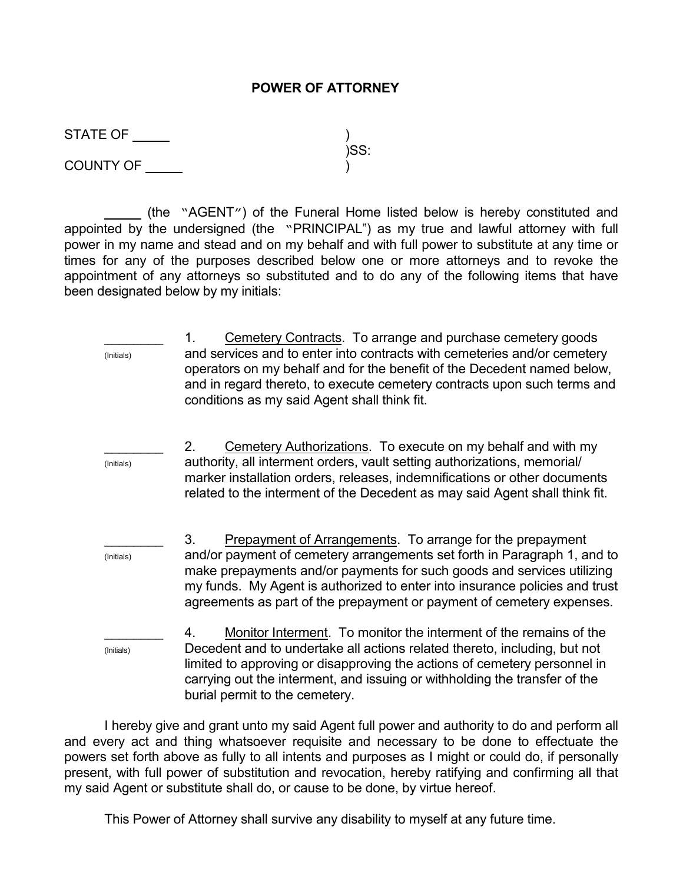# POWER OF ATTORNEY

STATE OF _____ )
)SS:
COUNTY OF _____ )

_____ (the "AGENT") of the Funeral Home listed below is hereby constituted and appointed by the undersigned (the "PRINCIPAL") as my true and lawful attorney with full power in my name and stead and on my behalf and with full power to substitute at any time or times for any of the purposes described below one or more attorneys and to revoke the appointment of any attorneys so substituted and to do any of the following items that have been designated below by my initials:

________
(Initials)

1. Cemetery Contracts. To arrange and purchase cemetery goods and services and to enter into contracts with cemeteries and/or cemetery operators on my behalf and for the benefit of the Decedent named below, and in regard thereto, to execute cemetery contracts upon such terms and conditions as my said Agent shall think fit.

________
(Initials)

2. Cemetery Authorizations. To execute on my behalf and with my authority, all interment orders, vault setting authorizations, memorial/ marker installation orders, releases, indemnifications or other documents related to the interment of the Decedent as may said Agent shall think fit.

________
(Initials)

3. Prepayment of Arrangements. To arrange for the prepayment and/or payment of cemetery arrangements set forth in Paragraph 1, and to make prepayments and/or payments for such goods and services utilizing my funds. My Agent is authorized to enter into insurance policies and trust agreements as part of the prepayment or payment of cemetery expenses.

________
(Initials)

4. Monitor Interment. To monitor the interment of the remains of the Decedent and to undertake all actions related thereto, including, but not limited to approving or disapproving the actions of cemetery personnel in carrying out the interment, and issuing or withholding the transfer of the burial permit to the cemetery.

I hereby give and grant unto my said Agent full power and authority to do and perform all and every act and thing whatsoever requisite and necessary to be done to effectuate the powers set forth above as fully to all intents and purposes as I might or could do, if personally present, with full power of substitution and revocation, hereby ratifying and confirming all that my said Agent or substitute shall do, or cause to be done, by virtue hereof.

This Power of Attorney shall survive any disability to myself at any future time.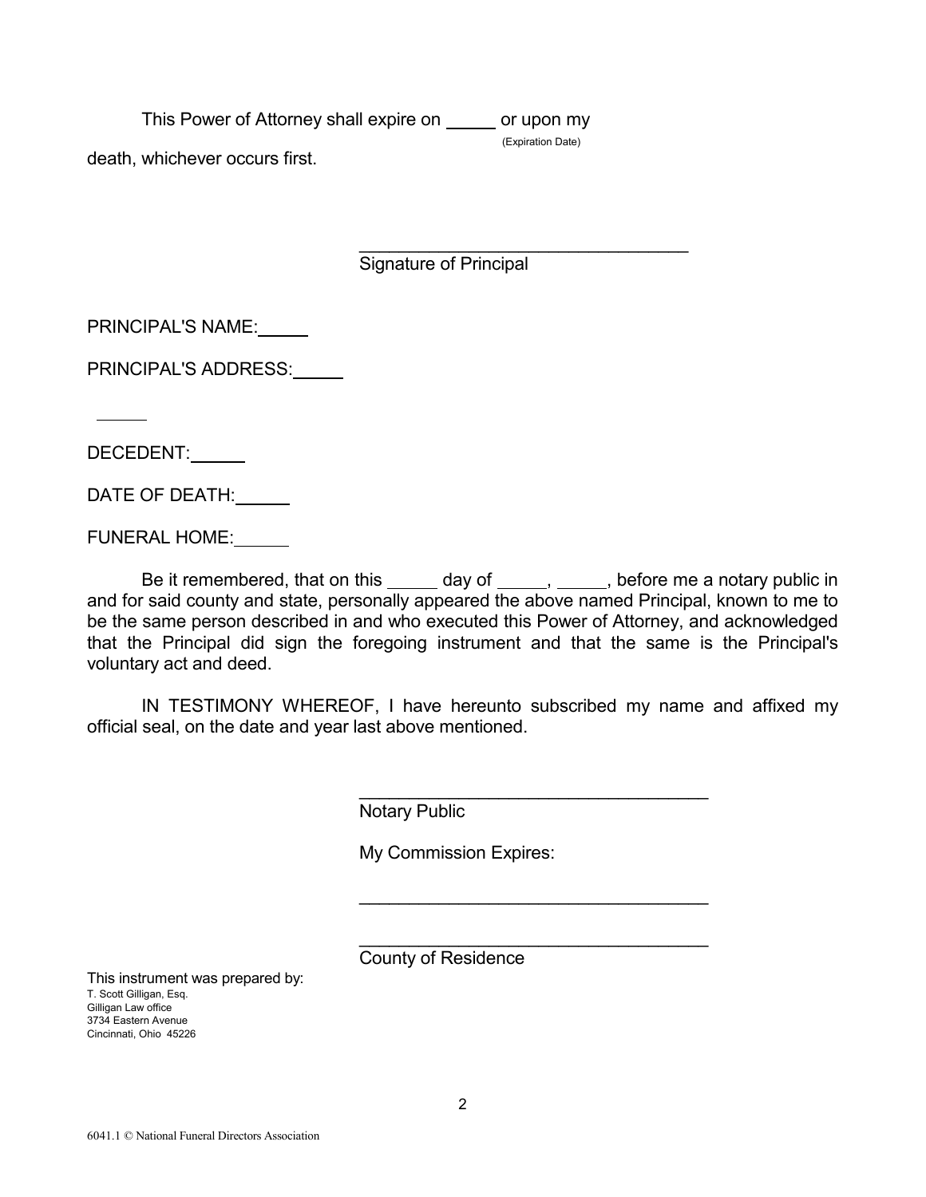This Power of Attorney shall expire on _____ or upon my death, whichever occurs first.
(Expiration Date)

_________________________________
Signature of Principal

PRINCIPAL'S NAME: _____

PRINCIPAL'S ADDRESS: _____

_____

DECEDENT: _____

DATE OF DEATH: _____

FUNERAL HOME: _____

Be it remembered, that on this _____ day of _____, _____, before me a notary public in and for said county and state, personally appeared the above named Principal, known to me to be the same person described in and who executed this Power of Attorney, and acknowledged that the Principal did sign the foregoing instrument and that the same is the Principal's voluntary act and deed.

IN TESTIMONY WHEREOF, I have hereunto subscribed my name and affixed my official seal, on the date and year last above mentioned.

___________________________________
Notary Public

My Commission Expires:

___________________________________

___________________________________
County of Residence

This instrument was prepared by:
T. Scott Gilligan, Esq.
Gilligan Law office
3734 Eastern Avenue
Cincinnati, Ohio 45226

6041.1 © National Funeral Directors Association